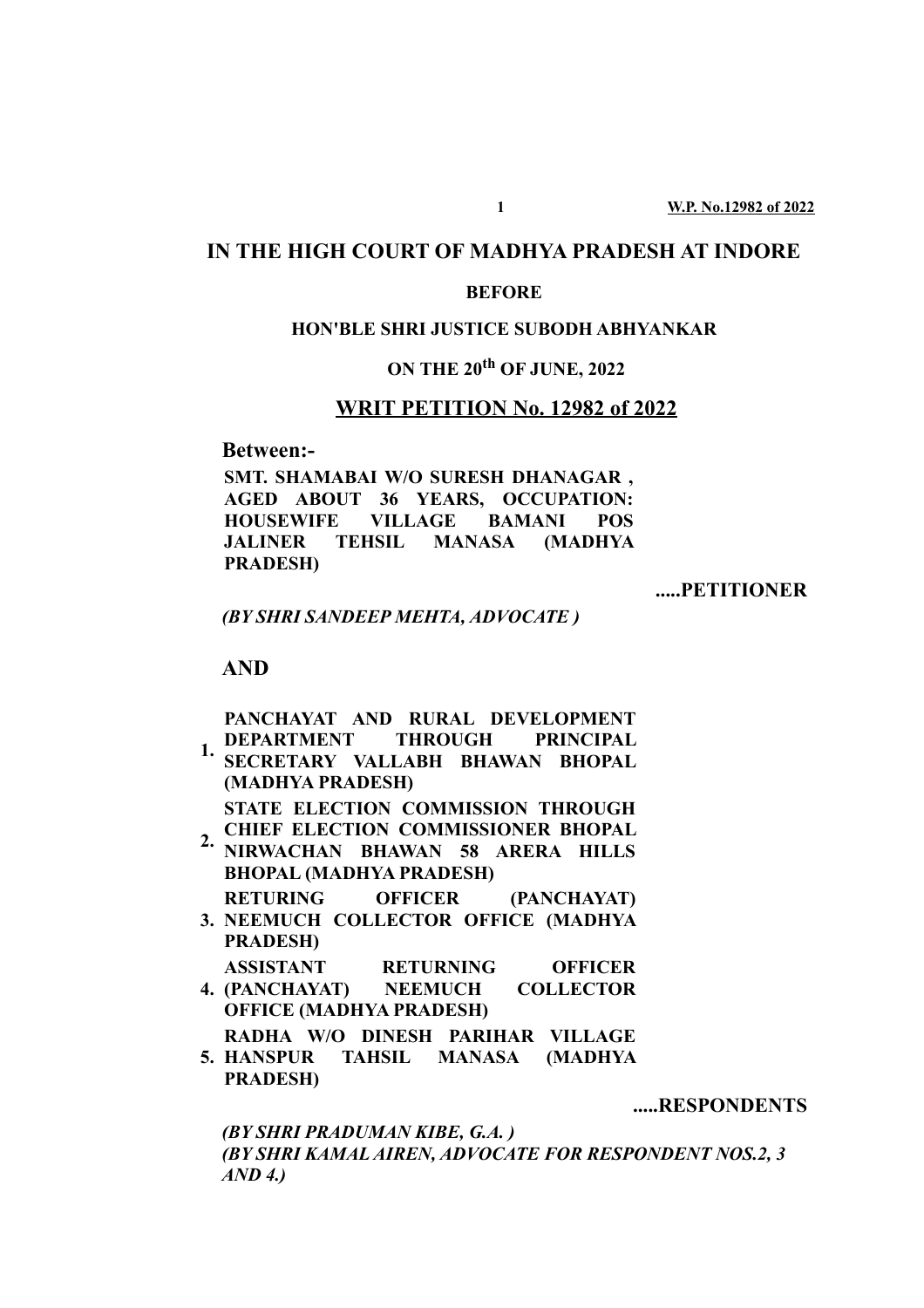# IN THE HIGH COURT OF MADHYA PRADESH AT INDORE

**BEFORE**

**HON'BLE SHRI JUSTICE SUBODH ABHYANKAR**

**ON THE 20th OF JUNE, 2022**

## WRIT PETITION No. 12982 of 2022

**Between:-**

**SMT. SHAMABAI W/O SURESH DHANAGAR , AGED ABOUT 36 YEARS, OCCUPATION: HOUSEWIFE VILLAGE BAMANI POS JALINER TEHSIL MANASA (MADHYA PRADESH)**

**.....PETITIONER**

*(BY SHRI SANDEEP MEHTA, ADVOCATE )*

**AND**

1. **PANCHAYAT AND RURAL DEVELOPMENT DEPARTMENT THROUGH PRINCIPAL SECRETARY VALLABH BHAWAN BHOPAL (MADHYA PRADESH)**
2. **STATE ELECTION COMMISSION THROUGH CHIEF ELECTION COMMISSIONER BHOPAL NIRWACHAN BHAWAN 58 ARERA HILLS BHOPAL (MADHYA PRADESH)**
3. **RETURING OFFICER (PANCHAYAT) NEEMUCH COLLECTOR OFFICE (MADHYA PRADESH)**
4. **ASSISTANT RETURNING OFFICER (PANCHAYAT) NEEMUCH COLLECTOR OFFICE (MADHYA PRADESH)**
5. **RADHA W/O DINESH PARIHAR VILLAGE HANSPUR TAHSIL MANASA (MADHYA PRADESH)**

**.....RESPONDENTS**

*(BY SHRI PRADUMAN KIBE, G.A. )*
*(BY SHRI KAMAL AIREN, ADVOCATE FOR RESPONDENT NOS.2, 3 AND 4.)*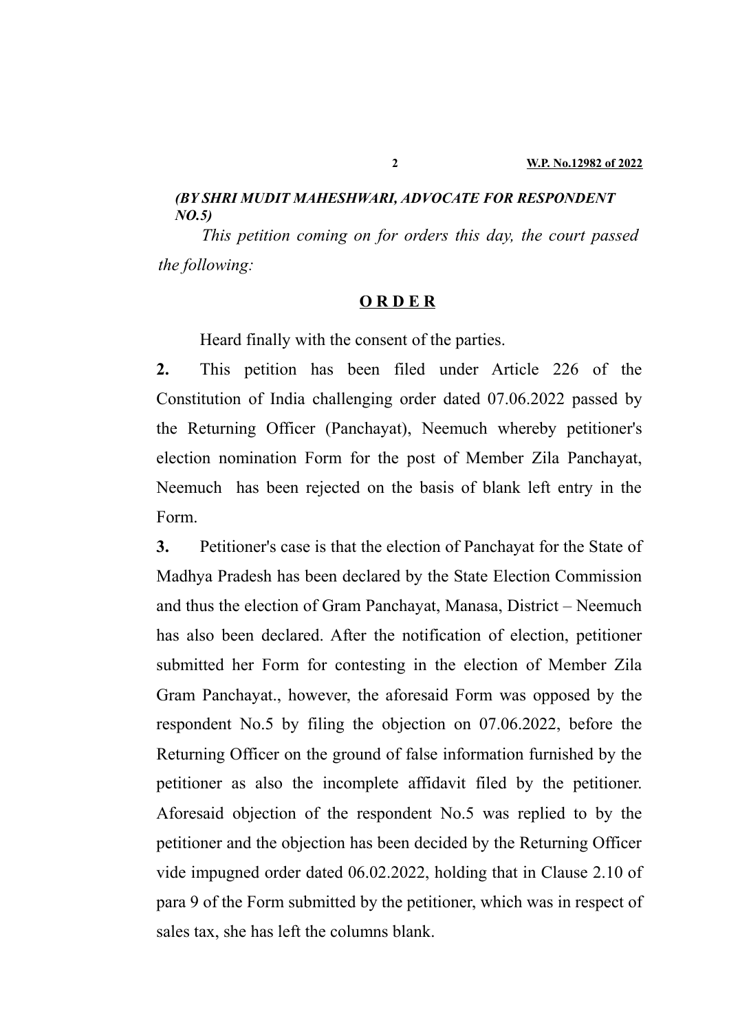***(BY SHRI MUDIT MAHESHWARI, ADVOCATE FOR RESPONDENT NO.5)***

*This petition coming on for orders this day, the court passed the following:*

**<u>O R D E R</u>**

Heard finally with the consent of the parties.

**2.** This petition has been filed under Article 226 of the Constitution of India challenging order dated 07.06.2022 passed by the Returning Officer (Panchayat), Neemuch whereby petitioner's election nomination Form for the post of Member Zila Panchayat, Neemuch has been rejected on the basis of blank left entry in the Form.

**3.** Petitioner's case is that the election of Panchayat for the State of Madhya Pradesh has been declared by the State Election Commission and thus the election of Gram Panchayat, Manasa, District – Neemuch has also been declared. After the notification of election, petitioner submitted her Form for contesting in the election of Member Zila Gram Panchayat., however, the aforesaid Form was opposed by the respondent No.5 by filing the objection on 07.06.2022, before the Returning Officer on the ground of false information furnished by the petitioner as also the incomplete affidavit filed by the petitioner. Aforesaid objection of the respondent No.5 was replied to by the petitioner and the objection has been decided by the Returning Officer vide impugned order dated 06.02.2022, holding that in Clause 2.10 of para 9 of the Form submitted by the petitioner, which was in respect of sales tax, she has left the columns blank.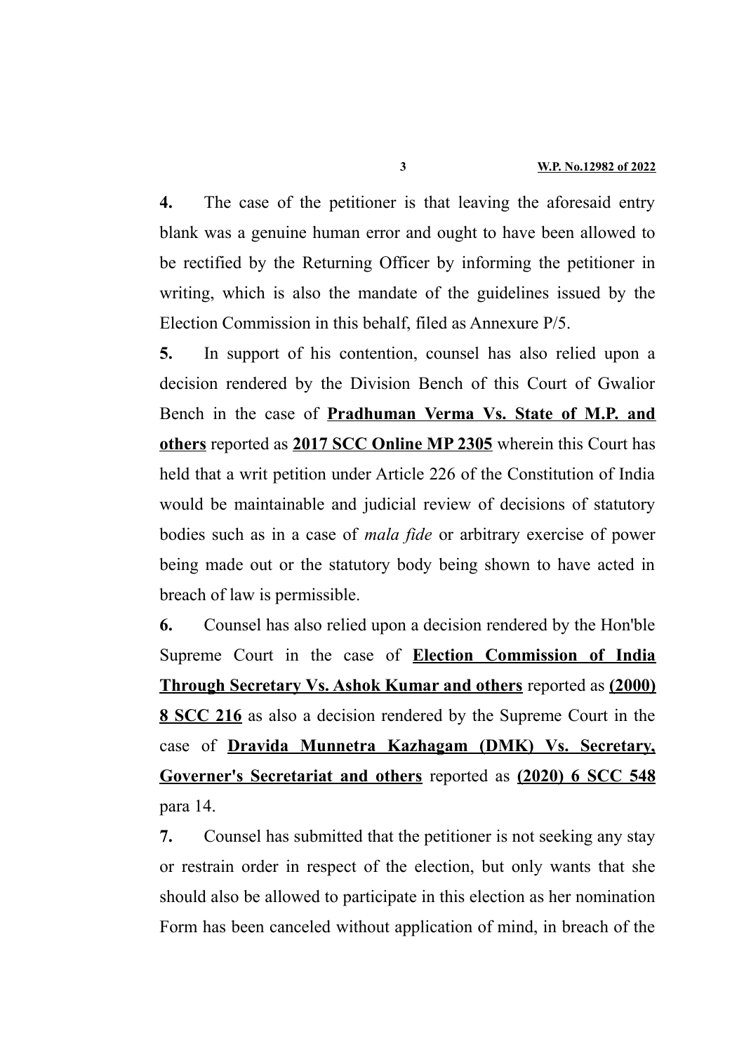**4.** The case of the petitioner is that leaving the aforesaid entry blank was a genuine human error and ought to have been allowed to be rectified by the Returning Officer by informing the petitioner in writing, which is also the mandate of the guidelines issued by the Election Commission in this behalf, filed as Annexure P/5.

**5.** In support of his contention, counsel has also relied upon a decision rendered by the Division Bench of this Court of Gwalior Bench in the case of **Pradhuman Verma Vs. State of M.P. and others** reported as **2017 SCC Online MP 2305** wherein this Court has held that a writ petition under Article 226 of the Constitution of India would be maintainable and judicial review of decisions of statutory bodies such as in a case of *mala fide* or arbitrary exercise of power being made out or the statutory body being shown to have acted in breach of law is permissible.

**6.** Counsel has also relied upon a decision rendered by the Hon'ble Supreme Court in the case of **Election Commission of India Through Secretary Vs. Ashok Kumar and others** reported as **(2000) 8 SCC 216** as also a decision rendered by the Supreme Court in the case of **Dravida Munnetra Kazhagam (DMK) Vs. Secretary, Governer's Secretariat and others** reported as **(2020) 6 SCC 548** para 14.

**7.** Counsel has submitted that the petitioner is not seeking any stay or restrain order in respect of the election, but only wants that she should also be allowed to participate in this election as her nomination Form has been canceled without application of mind, in breach of the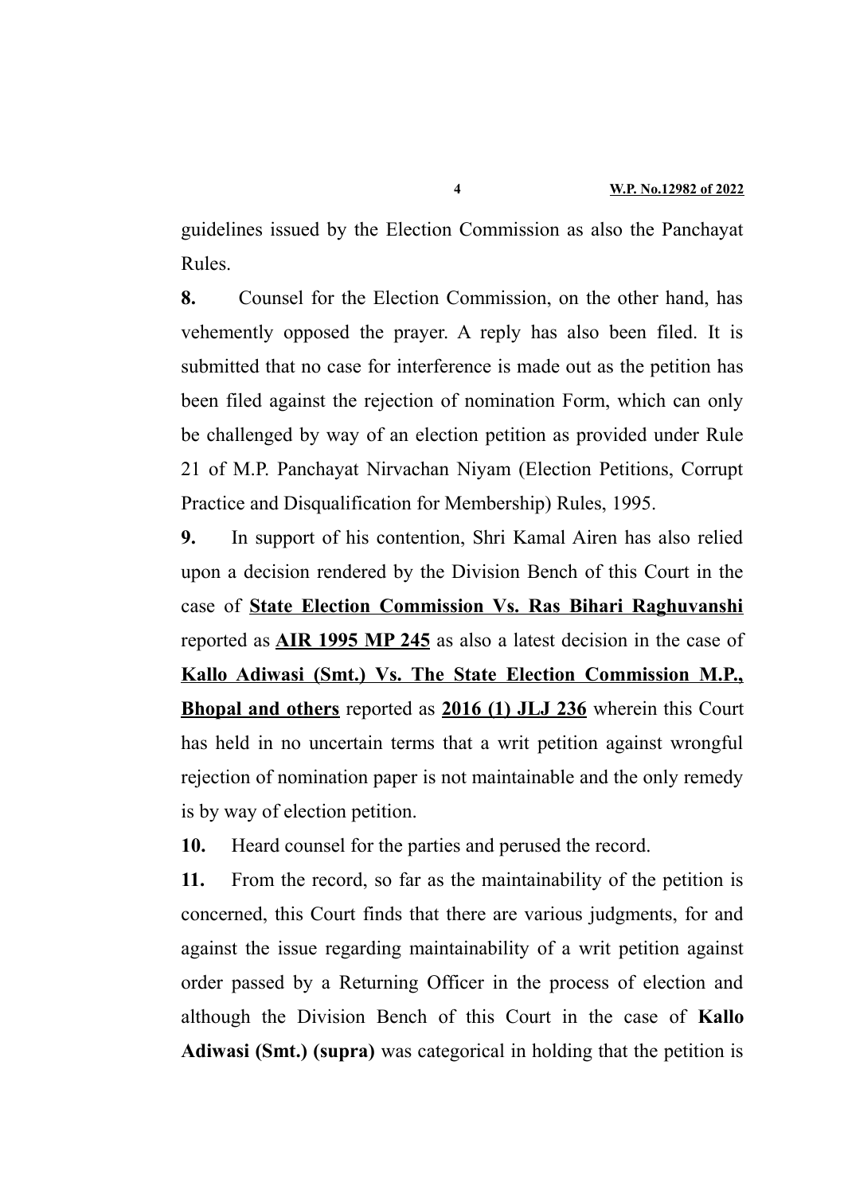guidelines issued by the Election Commission as also the Panchayat Rules.

**8.** Counsel for the Election Commission, on the other hand, has vehemently opposed the prayer. A reply has also been filed. It is submitted that no case for interference is made out as the petition has been filed against the rejection of nomination Form, which can only be challenged by way of an election petition as provided under Rule 21 of M.P. Panchayat Nirvachan Niyam (Election Petitions, Corrupt Practice and Disqualification for Membership) Rules, 1995.

**9.** In support of his contention, Shri Kamal Airen has also relied upon a decision rendered by the Division Bench of this Court in the case of **State Election Commission Vs. Ras Bihari Raghuvanshi** reported as **AIR 1995 MP 245** as also a latest decision in the case of **Kallo Adiwasi (Smt.) Vs. The State Election Commission M.P., Bhopal and others** reported as **2016 (1) JLJ 236** wherein this Court has held in no uncertain terms that a writ petition against wrongful rejection of nomination paper is not maintainable and the only remedy is by way of election petition.

**10.** Heard counsel for the parties and perused the record.

**11.** From the record, so far as the maintainability of the petition is concerned, this Court finds that there are various judgments, for and against the issue regarding maintainability of a writ petition against order passed by a Returning Officer in the process of election and although the Division Bench of this Court in the case of **Kallo Adiwasi (Smt.) (supra)** was categorical in holding that the petition is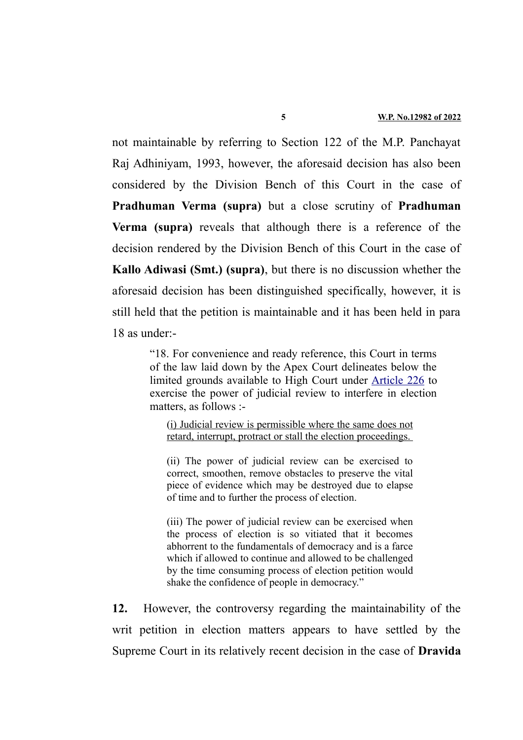not maintainable by referring to Section 122 of the M.P. Panchayat Raj Adhiniyam, 1993, however, the aforesaid decision has also been considered by the Division Bench of this Court in the case of **Pradhuman Verma (supra)** but a close scrutiny of **Pradhuman Verma (supra)** reveals that although there is a reference of the decision rendered by the Division Bench of this Court in the case of **Kallo Adiwasi (Smt.) (supra)**, but there is no discussion whether the aforesaid decision has been distinguished specifically, however, it is still held that the petition is maintainable and it has been held in para 18 as under:-

> "18. For convenience and ready reference, this Court in terms of the law laid down by the Apex Court delineates below the limited grounds available to High Court under Article 226 to exercise the power of judicial review to interfere in election matters, as follows :-
>
> > (i) Judicial review is permissible where the same does not retard, interrupt, protract or stall the election proceedings.
> >
> > (ii) The power of judicial review can be exercised to correct, smoothen, remove obstacles to preserve the vital piece of evidence which may be destroyed due to elapse of time and to further the process of election.
> >
> > (iii) The power of judicial review can be exercised when the process of election is so vitiated that it becomes abhorrent to the fundamentals of democracy and is a farce which if allowed to continue and allowed to be challenged by the time consuming process of election petition would shake the confidence of people in democracy."

**12.** However, the controversy regarding the maintainability of the writ petition in election matters appears to have settled by the Supreme Court in its relatively recent decision in the case of **Dravida**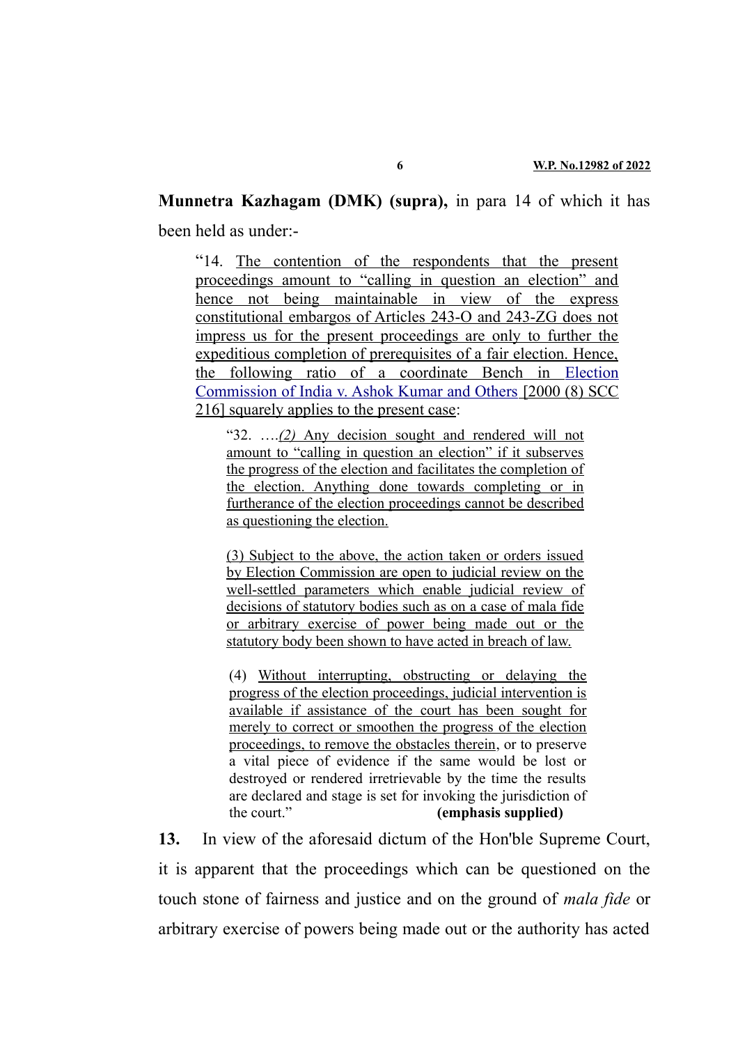**Munnetra Kazhagam (DMK) (supra),** in para 14 of which it has been held as under:-

> "14. The contention of the respondents that the present proceedings amount to "calling in question an election" and hence not being maintainable in view of the express constitutional embargos of Articles 243-O and 243-ZG does not impress us for the present proceedings are only to further the expeditious completion of prerequisites of a fair election. Hence, the following ratio of a coordinate Bench in Election Commission of India v. Ashok Kumar and Others [2000 (8) SCC 216] squarely applies to the present case:
>
> > "32. ….*(2)* Any decision sought and rendered will not amount to "calling in question an election" if it subserves the progress of the election and facilitates the completion of the election. Anything done towards completing or in furtherance of the election proceedings cannot be described as questioning the election.
> >
> > (3) Subject to the above, the action taken or orders issued by Election Commission are open to judicial review on the well-settled parameters which enable judicial review of decisions of statutory bodies such as on a case of mala fide or arbitrary exercise of power being made out or the statutory body been shown to have acted in breach of law.
> >
> > (4) Without interrupting, obstructing or delaying the progress of the election proceedings, judicial intervention is available if assistance of the court has been sought for merely to correct or smoothen the progress of the election proceedings, to remove the obstacles therein, or to preserve a vital piece of evidence if the same would be lost or destroyed or rendered irretrievable by the time the results are declared and stage is set for invoking the jurisdiction of the court." **(emphasis supplied)**

**13.** In view of the aforesaid dictum of the Hon'ble Supreme Court, it is apparent that the proceedings which can be questioned on the touch stone of fairness and justice and on the ground of *mala fide* or arbitrary exercise of powers being made out or the authority has acted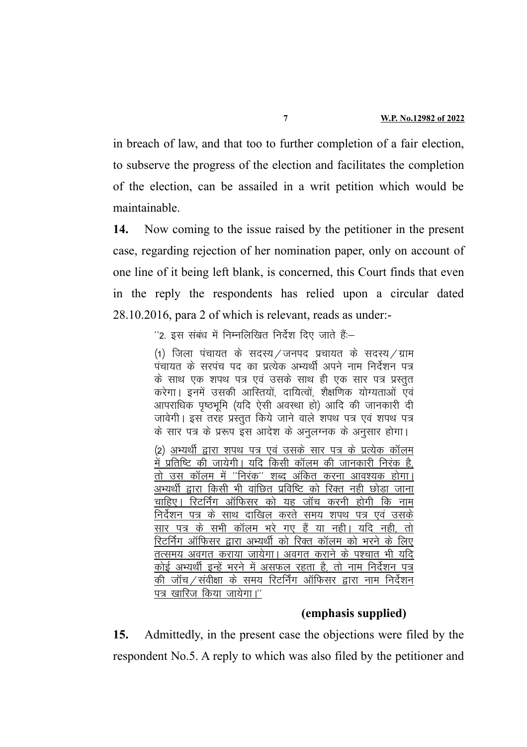in breach of law, and that too to further completion of a fair election, to subserve the progress of the election and facilitates the completion of the election, can be assailed in a writ petition which would be maintainable.

**14.** Now coming to the issue raised by the petitioner in the present case, regarding rejection of her nomination paper, only on account of one line of it being left blank, is concerned, this Court finds that even in the reply the respondents has relied upon a circular dated 28.10.2016, para 2 of which is relevant, reads as under:-

> ''2. इस संबंध में निम्नलिखित निर्देश दिए जाते हैं:–
>
> (1) जिला पंचायत के सदस्य/जनपद प्रचायत के सदस्य/ग्राम पंचायत के सरपंच पद का प्रत्येक अभ्यर्थी अपने नाम निर्देशन पत्र के साथ एक शपथ पत्र एवं उसके साथ ही एक सार पत्र प्रस्तुत करेगा। इनमें उसकी आस्तियों, दायित्वों, शैक्षणिक योग्यताओं एवं आपराधिक पृष्ठभूमि (यदि ऐसी अवस्था हो) आदि की जानकारी दी जावेगी। इस तरह प्रस्तुत किये जाने वाले शपथ पत्र एवं शपथ पत्र के सार पत्र के प्ररूप इस आदेश के अनुलग्नक के अनुसार होगा।
>
> (2) <u>अभ्यर्थी द्वारा शपथ पत्र एवं उसके सार पत्र के प्रत्येक कॉलम में प्रतिष्टि की जायेगी। यदि किसी कॉलम की जानकारी निरंक है, तो उस कॉलम में ''निरंक'' शब्द अंकित करना आवश्यक होगा। अभ्यर्थी द्वारा किसी भी वांछित प्रविष्टि को रिक्त नही छोड़ा जाना चाहिए। रिटर्निंग ऑफिसर को यह जॉच करनी होगी कि नाम निर्देशन पत्र के साथ दाखिल करते समय शपथ पत्र एवं उसके सार पत्र के सभी कॉलम भरे गए हैं या नही। यदि नही, तो रिटर्निंग ऑफिसर द्वारा अभ्यर्थी को रिक्त कॉलम को भरने के लिए तत्समय अवगत कराया जायेगा। अवगत कराने के पश्चात भी यदि कोई अभ्यर्थी इन्हें भरने में असफल रहता है, तो नाम निर्देशन पत्र की जॉच/संवीक्षा के समय रिटर्निंग ऑफिसर द्वारा नाम निर्देशन पत्र खारिज किया जायेगा।''</u>

**(emphasis supplied)**

**15.** Admittedly, in the present case the objections were filed by the respondent No.5. A reply to which was also filed by the petitioner and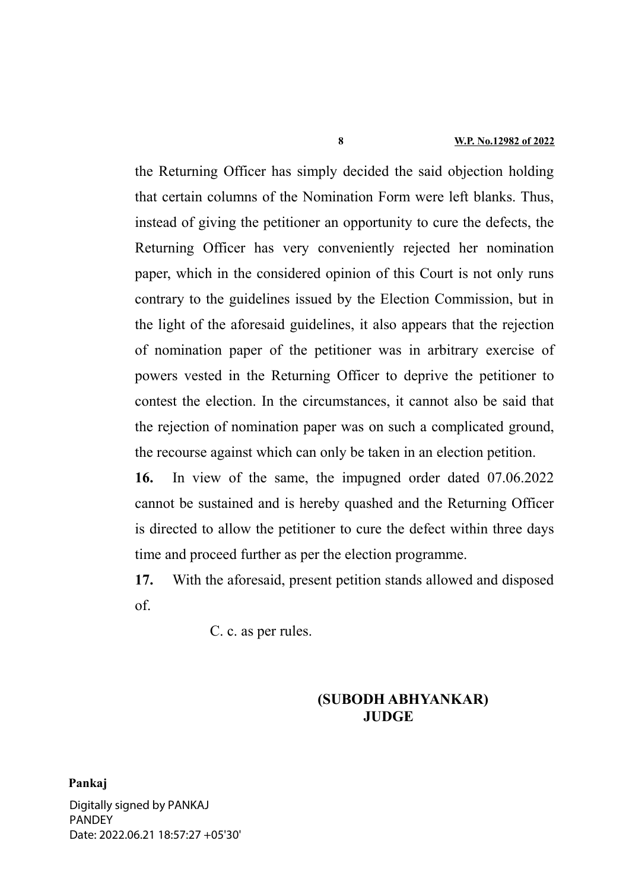the Returning Officer has simply decided the said objection holding that certain columns of the Nomination Form were left blanks. Thus, instead of giving the petitioner an opportunity to cure the defects, the Returning Officer has very conveniently rejected her nomination paper, which in the considered opinion of this Court is not only runs contrary to the guidelines issued by the Election Commission, but in the light of the aforesaid guidelines, it also appears that the rejection of nomination paper of the petitioner was in arbitrary exercise of powers vested in the Returning Officer to deprive the petitioner to contest the election. In the circumstances, it cannot also be said that the rejection of nomination paper was on such a complicated ground, the recourse against which can only be taken in an election petition.

**16.** In view of the same, the impugned order dated 07.06.2022 cannot be sustained and is hereby quashed and the Returning Officer is directed to allow the petitioner to cure the defect within three days time and proceed further as per the election programme.

**17.** With the aforesaid, present petition stands allowed and disposed of.

C. c. as per rules.

**(SUBODH ABHYANKAR)**
**JUDGE**

**Pankaj**

Digitally signed by PANKAJ PANDEY
Date: 2022.06.21 18:57:27 +05'30'